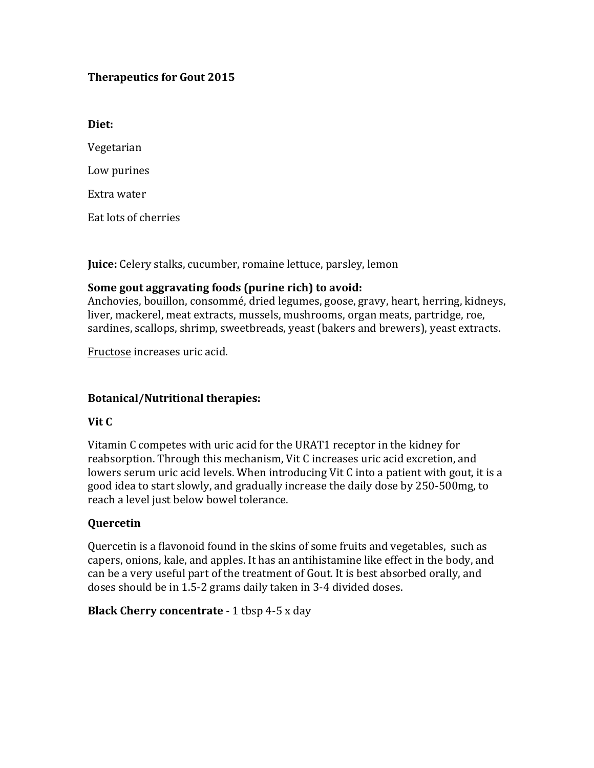# Therapeutics for Gout 2015

**Diet:**

Vegetarian

Low purines

Extra water

Eat lots of cherries

**Juice:** Celery stalks, cucumber, romaine lettuce, parsley, lemon

**Some gout aggravating foods (purine rich) to avoid:**
Anchovies, bouillon, consommé, dried legumes, goose, gravy, heart, herring, kidneys, liver, mackerel, meat extracts, mussels, mushrooms, organ meats, partridge, roe, sardines, scallops, shrimp, sweetbreads, yeast (bakers and brewers), yeast extracts.

<u>Fructose</u> increases uric acid.

**Botanical/Nutritional therapies:**

**Vit C**

Vitamin C competes with uric acid for the URAT1 receptor in the kidney for reabsorption. Through this mechanism, Vit C increases uric acid excretion, and lowers serum uric acid levels. When introducing Vit C into a patient with gout, it is a good idea to start slowly, and gradually increase the daily dose by 250-500mg, to reach a level just below bowel tolerance.

**Quercetin**

Quercetin is a flavonoid found in the skins of some fruits and vegetables, such as capers, onions, kale, and apples. It has an antihistamine like effect in the body, and can be a very useful part of the treatment of Gout. It is best absorbed orally, and doses should be in 1.5-2 grams daily taken in 3-4 divided doses.

**Black Cherry concentrate** - 1 tbsp 4-5 x day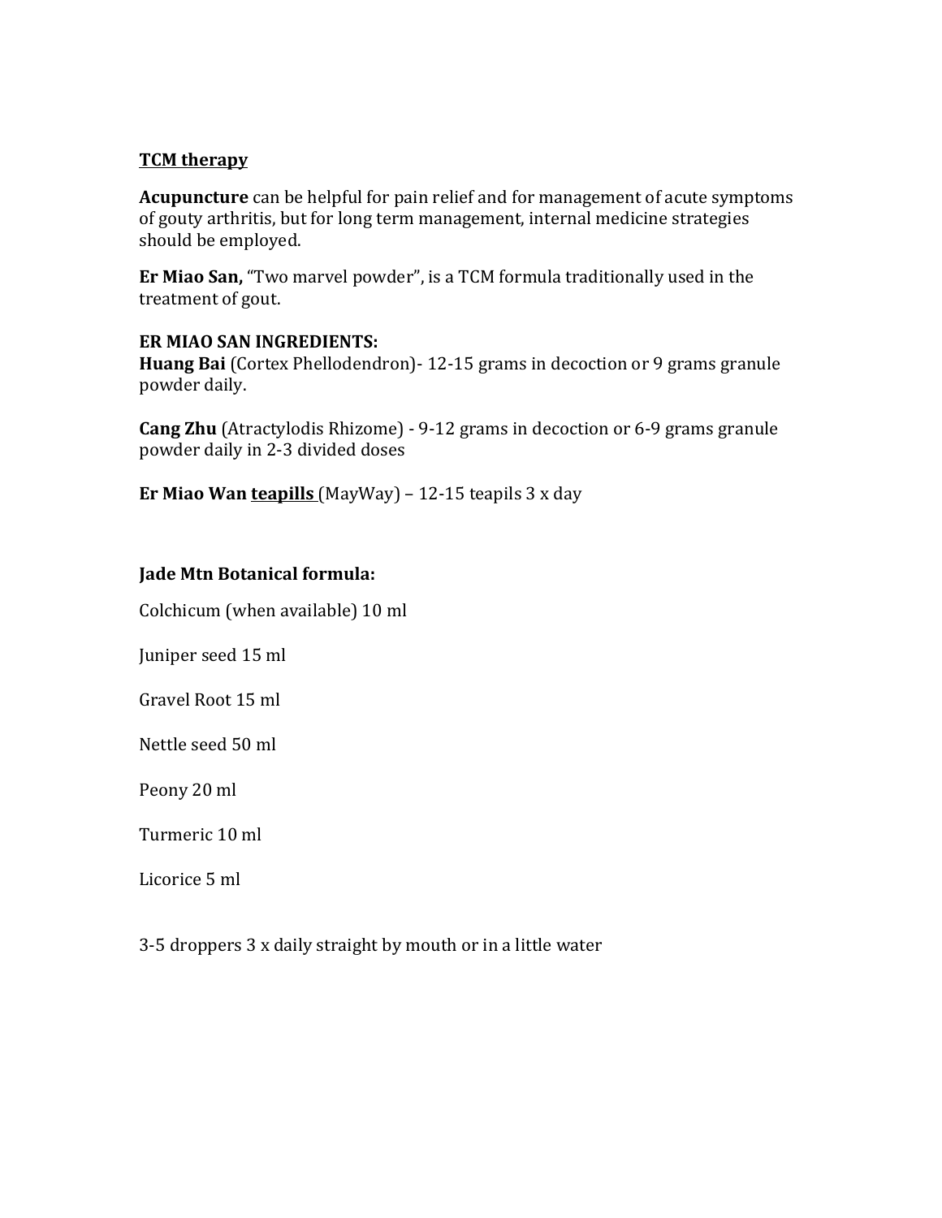**TCM therapy**

**Acupuncture** can be helpful for pain relief and for management of acute symptoms of gouty arthritis, but for long term management, internal medicine strategies should be employed.

**Er Miao San,** "Two marvel powder", is a TCM formula traditionally used in the treatment of gout.

**ER MIAO SAN INGREDIENTS:**
**Huang Bai** (Cortex Phellodendron)- 12-15 grams in decoction or 9 grams granule powder daily.

**Cang Zhu** (Atractylodis Rhizome) - 9-12 grams in decoction or 6-9 grams granule powder daily in 2-3 divided doses

**Er Miao Wan** **teapills** (MayWay) – 12-15 teapils 3 x day

**Jade Mtn Botanical formula:**

Colchicum (when available) 10 ml

Juniper seed 15 ml

Gravel Root 15 ml

Nettle seed 50 ml

Peony 20 ml

Turmeric 10 ml

Licorice 5 ml

3-5 droppers 3 x daily straight by mouth or in a little water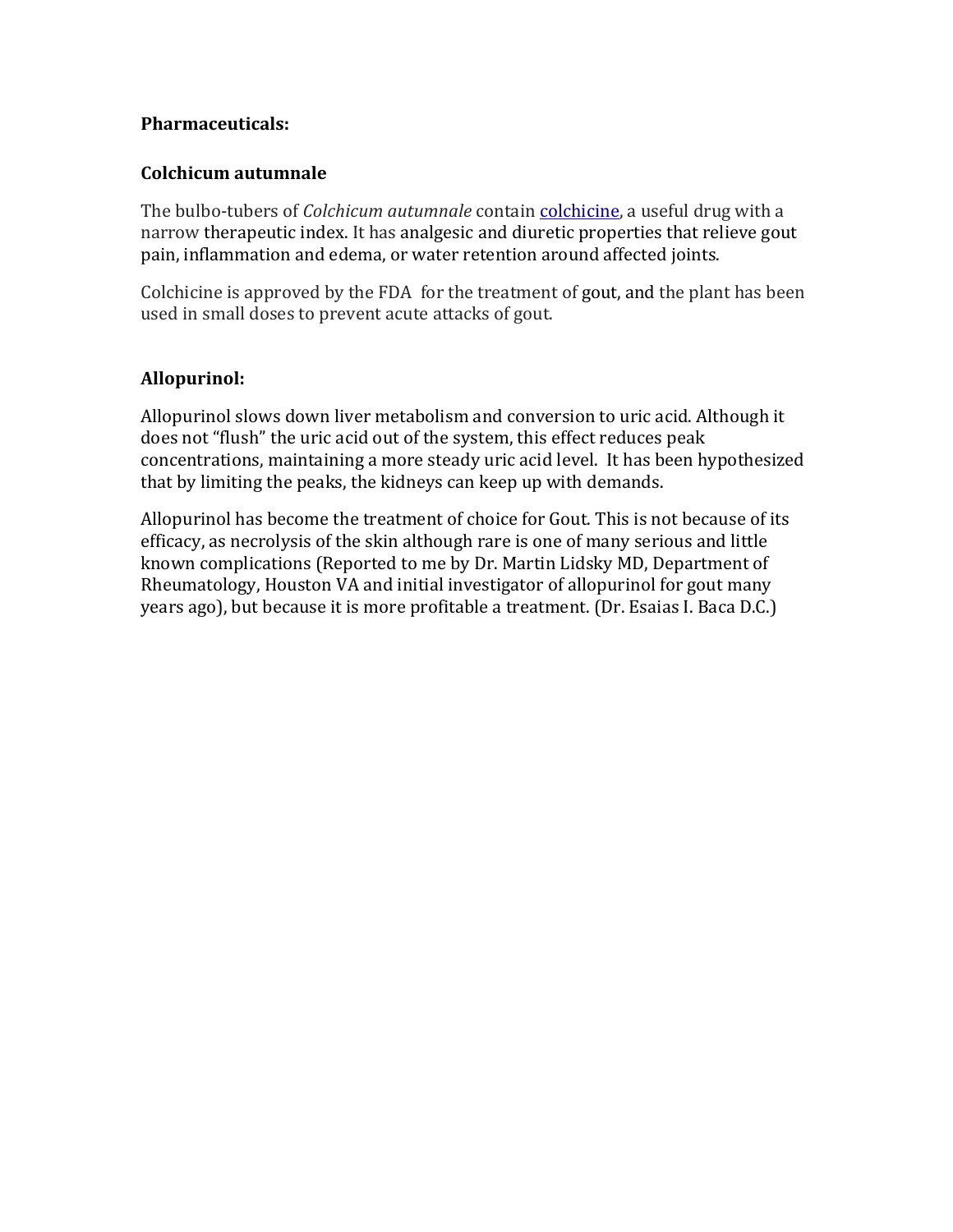**Pharmaceuticals:**

**Colchicum autumnale**

The bulbo-tubers of *Colchicum autumnale* contain colchicine, a useful drug with a narrow therapeutic index. It has analgesic and diuretic properties that relieve gout pain, inflammation and edema, or water retention around affected joints.

Colchicine is approved by the FDA for the treatment of gout, and the plant has been used in small doses to prevent acute attacks of gout.

**Allopurinol:**

Allopurinol slows down liver metabolism and conversion to uric acid. Although it does not "flush" the uric acid out of the system, this effect reduces peak concentrations, maintaining a more steady uric acid level. It has been hypothesized that by limiting the peaks, the kidneys can keep up with demands.

Allopurinol has become the treatment of choice for Gout. This is not because of its efficacy, as necrolysis of the skin although rare is one of many serious and little known complications (Reported to me by Dr. Martin Lidsky MD, Department of Rheumatology, Houston VA and initial investigator of allopurinol for gout many years ago), but because it is more profitable a treatment. (Dr. Esaias I. Baca D.C.)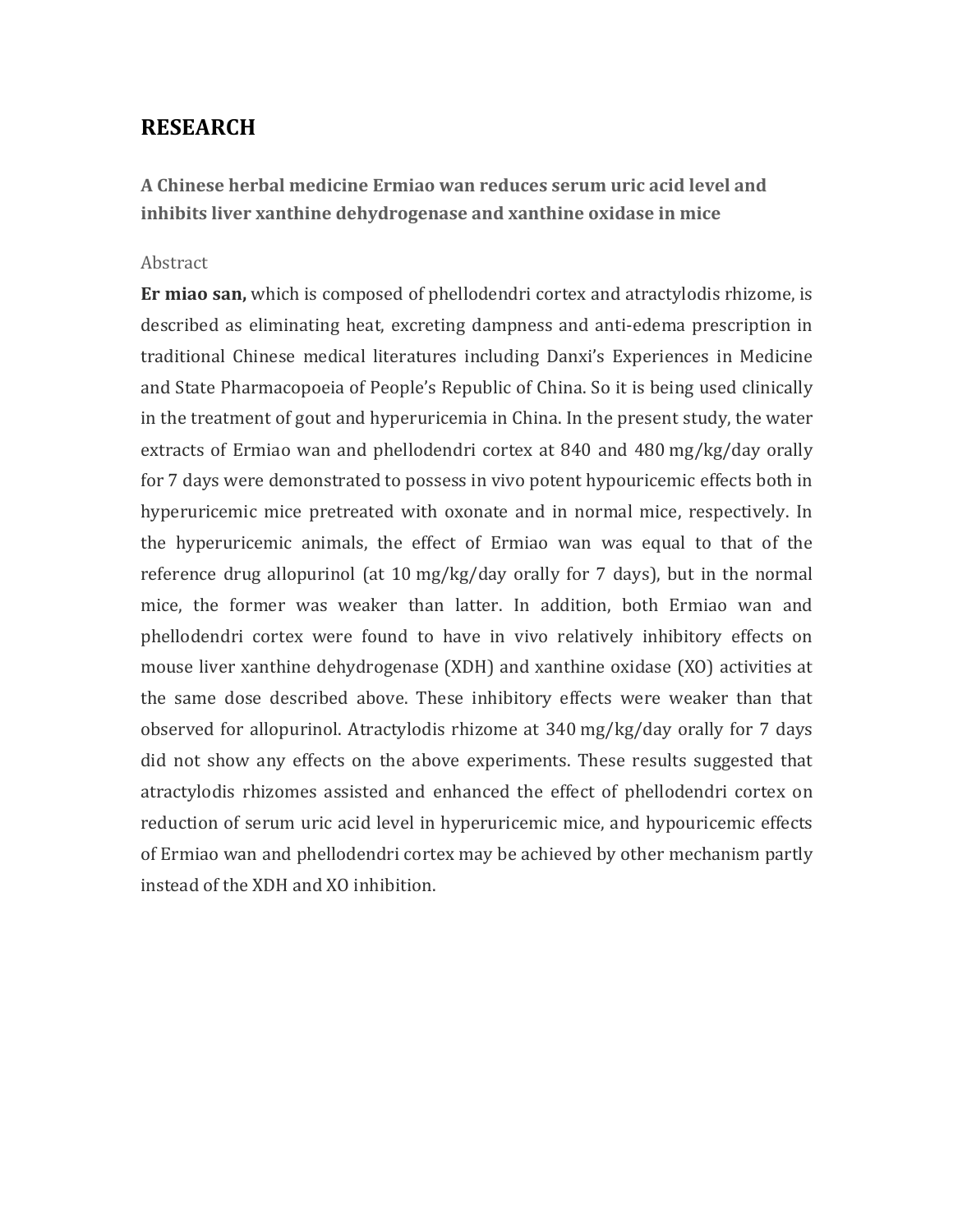# RESEARCH

**A Chinese herbal medicine Ermiao wan reduces serum uric acid level and inhibits liver xanthine dehydrogenase and xanthine oxidase in mice**

Abstract

**Er miao san,** which is composed of phellodendri cortex and atractylodis rhizome, is described as eliminating heat, excreting dampness and anti-edema prescription in traditional Chinese medical literatures including Danxi's Experiences in Medicine and State Pharmacopoeia of People's Republic of China. So it is being used clinically in the treatment of gout and hyperuricemia in China. In the present study, the water extracts of Ermiao wan and phellodendri cortex at 840 and 480 mg/kg/day orally for 7 days were demonstrated to possess in vivo potent hypouricemic effects both in hyperuricemic mice pretreated with oxonate and in normal mice, respectively. In the hyperuricemic animals, the effect of Ermiao wan was equal to that of the reference drug allopurinol (at 10 mg/kg/day orally for 7 days), but in the normal mice, the former was weaker than latter. In addition, both Ermiao wan and phellodendri cortex were found to have in vivo relatively inhibitory effects on mouse liver xanthine dehydrogenase (XDH) and xanthine oxidase (XO) activities at the same dose described above. These inhibitory effects were weaker than that observed for allopurinol. Atractylodis rhizome at 340 mg/kg/day orally for 7 days did not show any effects on the above experiments. These results suggested that atractylodis rhizomes assisted and enhanced the effect of phellodendri cortex on reduction of serum uric acid level in hyperuricemic mice, and hypouricemic effects of Ermiao wan and phellodendri cortex may be achieved by other mechanism partly instead of the XDH and XO inhibition.